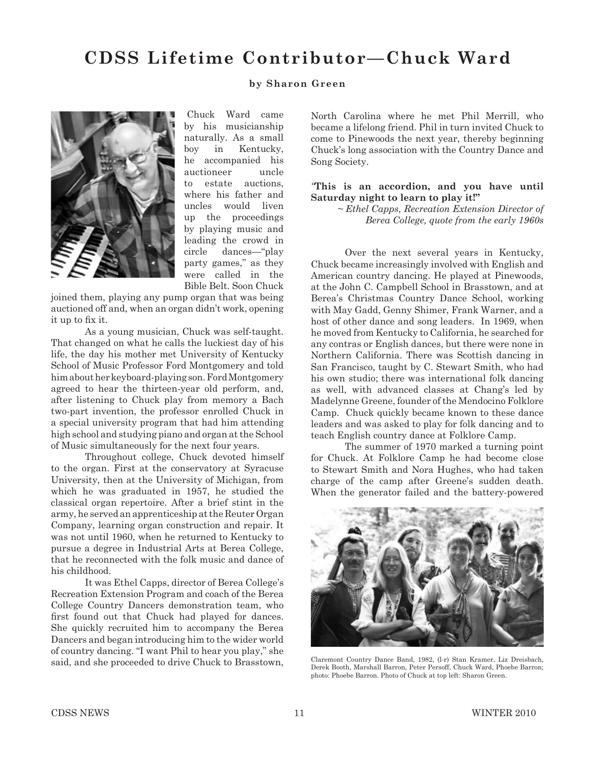# CDSS Lifetime Contributor—Chuck Ward

**by Sharon Green**

Chuck Ward came by his musicianship naturally. As a small boy in Kentucky, he accompanied his auctioneer uncle to estate auctions, where his father and uncles would liven up the proceedings by playing music and leading the crowd in circle dances—"play party games," as they were called in the Bible Belt. Soon Chuck joined them, playing any pump organ that was being auctioned off and, when an organ didn't work, opening it up to fix it.

As a young musician, Chuck was self-taught. That changed on what he calls the luckiest day of his life, the day his mother met University of Kentucky School of Music Professor Ford Montgomery and told him about her keyboard-playing son. Ford Montgomery agreed to hear the thirteen-year old perform, and, after listening to Chuck play from memory a Bach two-part invention, the professor enrolled Chuck in a special university program that had him attending high school and studying piano and organ at the School of Music simultaneously for the next four years.

Throughout college, Chuck devoted himself to the organ. First at the conservatory at Syracuse University, then at the University of Michigan, from which he was graduated in 1957, he studied the classical organ repertoire. After a brief stint in the army, he served an apprenticeship at the Reuter Organ Company, learning organ construction and repair. It was not until 1960, when he returned to Kentucky to pursue a degree in Industrial Arts at Berea College, that he reconnected with the folk music and dance of his childhood.

It was Ethel Capps, director of Berea College's Recreation Extension Program and coach of the Berea College Country Dancers demonstration team, who first found out that Chuck had played for dances. She quickly recruited him to accompany the Berea Dancers and began introducing him to the wider world of country dancing. "I want Phil to hear you play," she said, and she proceeded to drive Chuck to Brasstown, North Carolina where he met Phil Merrill, who became a lifelong friend. Phil in turn invited Chuck to come to Pinewoods the next year, thereby beginning Chuck's long association with the Country Dance and Song Society.

**"This is an accordion, and you have until Saturday night to learn to play it!"**

*~ Ethel Capps, Recreation Extension Director of Berea College, quote from the early 1960s*

Over the next several years in Kentucky, Chuck became increasingly involved with English and American country dancing. He played at Pinewoods, at the John C. Campbell School in Brasstown, and at Berea's Christmas Country Dance School, working with May Gadd, Genny Shimer, Frank Warner, and a host of other dance and song leaders. In 1969, when he moved from Kentucky to California, he searched for any contras or English dances, but there were none in Northern California. There was Scottish dancing in San Francisco, taught by C. Stewart Smith, who had his own studio; there was international folk dancing as well, with advanced classes at Chang's led by Madelynne Greene, founder of the Mendocino Folklore Camp. Chuck quickly became known to these dance leaders and was asked to play for folk dancing and to teach English country dance at Folklore Camp.

The summer of 1970 marked a turning point for Chuck. At Folklore Camp he had become close to Stewart Smith and Nora Hughes, who had taken charge of the camp after Greene's sudden death. When the generator failed and the battery-powered

Claremont Country Dance Band, 1982, (l-r) Stan Kramer, Liz Dreisbach, Derek Booth, Marshall Barron, Peter Persoff, Chuck Ward, Phoebe Barron; photo: Phoebe Barron. Photo of Chuck at top left: Sharon Green.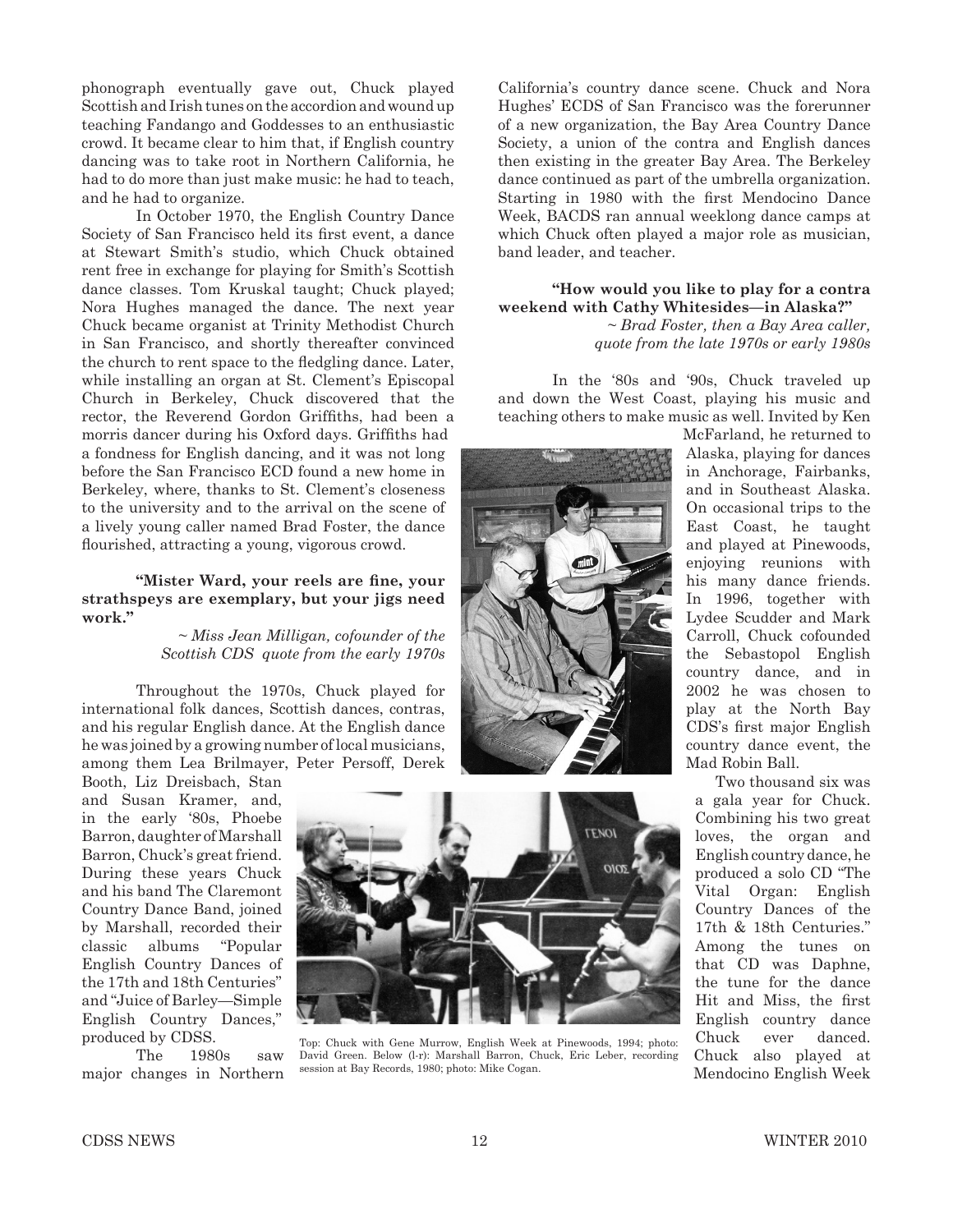phonograph eventually gave out, Chuck played Scottish and Irish tunes on the accordion and wound up teaching Fandango and Goddesses to an enthusiastic crowd. It became clear to him that, if English country dancing was to take root in Northern California, he had to do more than just make music: he had to teach, and he had to organize.

In October 1970, the English Country Dance Society of San Francisco held its first event, a dance at Stewart Smith's studio, which Chuck obtained rent free in exchange for playing for Smith's Scottish dance classes. Tom Kruskal taught; Chuck played; Nora Hughes managed the dance. The next year Chuck became organist at Trinity Methodist Church in San Francisco, and shortly thereafter convinced the church to rent space to the fledgling dance. Later, while installing an organ at St. Clement's Episcopal Church in Berkeley, Chuck discovered that the rector, the Reverend Gordon Griffiths, had been a morris dancer during his Oxford days. Griffiths had a fondness for English dancing, and it was not long before the San Francisco ECD found a new home in Berkeley, where, thanks to St. Clement's closeness to the university and to the arrival on the scene of a lively young caller named Brad Foster, the dance flourished, attracting a young, vigorous crowd.

**"Mister Ward, your reels are fine, your strathspeys are exemplary, but your jigs need work."**

*~ Miss Jean Milligan, cofounder of the Scottish CDS quote from the early 1970s*

Throughout the 1970s, Chuck played for international folk dances, Scottish dances, contras, and his regular English dance. At the English dance he was joined by a growing number of local musicians, among them Lea Brilmayer, Peter Persoff, Derek Booth, Liz Dreisbach, Stan and Susan Kramer, and, in the early '80s, Phoebe Barron, daughter of Marshall Barron, Chuck's great friend. During these years Chuck and his band The Claremont Country Dance Band, joined by Marshall, recorded their classic albums "Popular English Country Dances of the 17th and 18th Centuries" and "Juice of Barley—Simple English Country Dances," produced by CDSS.

The 1980s saw major changes in Northern California's country dance scene. Chuck and Nora Hughes' ECDS of San Francisco was the forerunner of a new organization, the Bay Area Country Dance Society, a union of the contra and English dances then existing in the greater Bay Area. The Berkeley dance continued as part of the umbrella organization. Starting in 1980 with the first Mendocino Dance Week, BACDS ran annual weeklong dance camps at which Chuck often played a major role as musician, band leader, and teacher.

**"How would you like to play for a contra weekend with Cathy Whitesides—in Alaska?"**

*~ Brad Foster, then a Bay Area caller, quote from the late 1970s or early 1980s*

In the '80s and '90s, Chuck traveled up and down the West Coast, playing his music and teaching others to make music as well. Invited by Ken McFarland, he returned to Alaska, playing for dances in Anchorage, Fairbanks, and in Southeast Alaska. On occasional trips to the East Coast, he taught and played at Pinewoods, enjoying reunions with his many dance friends. In 1996, together with Lydee Scudder and Mark Carroll, Chuck cofounded the Sebastopol English country dance, and in 2002 he was chosen to play at the North Bay CDS's first major English country dance event, the Mad Robin Ball.

Two thousand six was a gala year for Chuck. Combining his two great loves, the organ and English country dance, he produced a solo CD "The Vital Organ: English Country Dances of the 17th & 18th Centuries." Among the tunes on that CD was Daphne, the tune for the dance Hit and Miss, the first English country dance Chuck ever danced. Chuck also played at Mendocino English Week

Top: Chuck with Gene Murrow, English Week at Pinewoods, 1994; photo: David Green. Below (l-r): Marshall Barron, Chuck, Eric Leber, recording session at Bay Records, 1980; photo: Mike Cogan.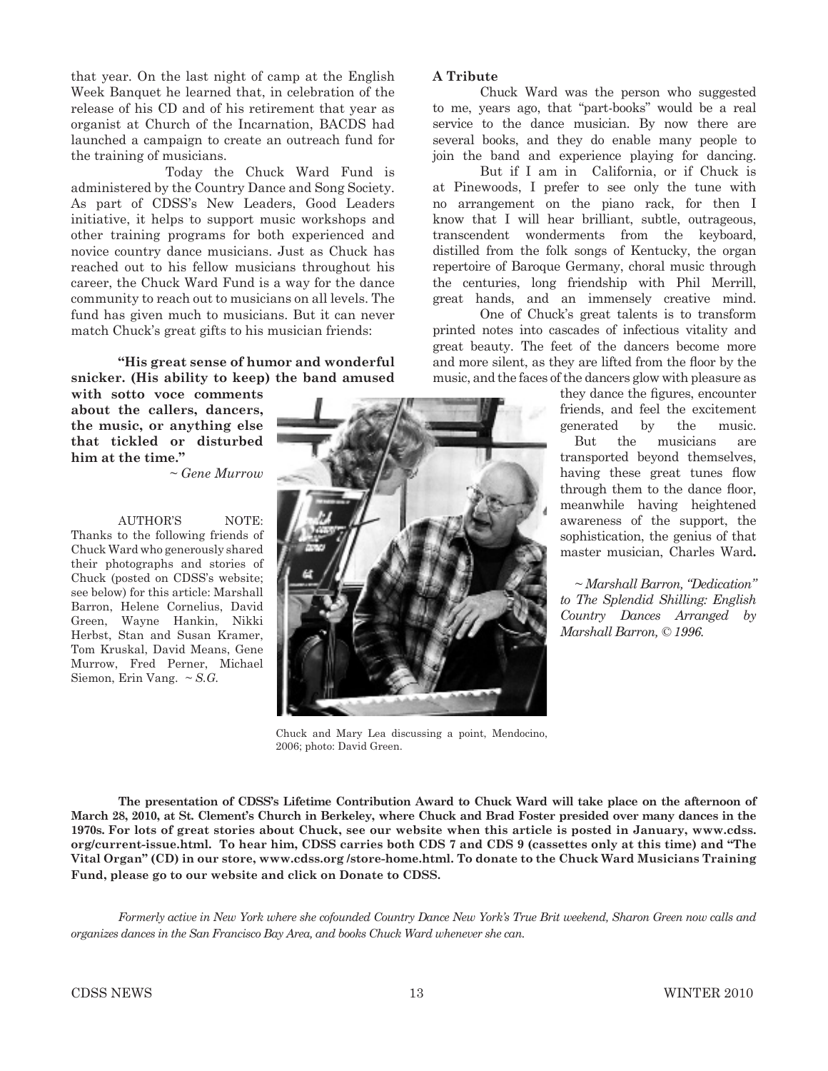that year. On the last night of camp at the English Week Banquet he learned that, in celebration of the release of his CD and of his retirement that year as organist at Church of the Incarnation, BACDS had launched a campaign to create an outreach fund for the training of musicians.

Today the Chuck Ward Fund is administered by the Country Dance and Song Society. As part of CDSS's New Leaders, Good Leaders initiative, it helps to support music workshops and other training programs for both experienced and novice country dance musicians. Just as Chuck has reached out to his fellow musicians throughout his career, the Chuck Ward Fund is a way for the dance community to reach out to musicians on all levels. The fund has given much to musicians. But it can never match Chuck's great gifts to his musician friends:

**"His great sense of humor and wonderful snicker. (His ability to keep) the band amused with sotto voce comments about the callers, dancers, the music, or anything else that tickled or disturbed him at the time."**

*~ Gene Murrow*

AUTHOR'S NOTE: Thanks to the following friends of Chuck Ward who generously shared their photographs and stories of Chuck (posted on CDSS's website; see below) for this article: Marshall Barron, Helene Cornelius, David Green, Wayne Hankin, Nikki Herbst, Stan and Susan Kramer, Tom Kruskal, David Means, Gene Murrow, Fred Perner, Michael Siemon, Erin Vang. ~ *S.G.*

**A Tribute**

Chuck Ward was the person who suggested to me, years ago, that "part-books" would be a real service to the dance musician. By now there are several books, and they do enable many people to join the band and experience playing for dancing.

But if I am in California, or if Chuck is at Pinewoods, I prefer to see only the tune with no arrangement on the piano rack, for then I know that I will hear brilliant, subtle, outrageous, transcendent wonderments from the keyboard, distilled from the folk songs of Kentucky, the organ repertoire of Baroque Germany, choral music through the centuries, long friendship with Phil Merrill, great hands, and an immensely creative mind.

One of Chuck's great talents is to transform printed notes into cascades of infectious vitality and great beauty. The feet of the dancers become more and more silent, as they are lifted from the floor by the music, and the faces of the dancers glow with pleasure as they dance the figures, encounter friends, and feel the excitement generated by the music. But the musicians are transported beyond themselves, having these great tunes flow through them to the dance floor, meanwhile having heightened awareness of the support, the sophistication, the genius of that master musician, Charles Ward.

*~ Marshall Barron, "Dedication" to The Splendid Shilling: English Country Dances Arranged by Marshall Barron, © 1996.*

Chuck and Mary Lea discussing a point, Mendocino, 2006; photo: David Green.

**The presentation of CDSS's Lifetime Contribution Award to Chuck Ward will take place on the afternoon of March 28, 2010, at St. Clement's Church in Berkeley, where Chuck and Brad Foster presided over many dances in the 1970s. For lots of great stories about Chuck, see our website when this article is posted in January, www.cdss.org/current-issue.html. To hear him, CDSS carries both CDS 7 and CDS 9 (cassettes only at this time) and "The Vital Organ" (CD) in our store, www.cdss.org /store-home.html. To donate to the Chuck Ward Musicians Training Fund, please go to our website and click on Donate to CDSS.**

*Formerly active in New York where she cofounded Country Dance New York's True Brit weekend, Sharon Green now calls and organizes dances in the San Francisco Bay Area, and books Chuck Ward whenever she can.*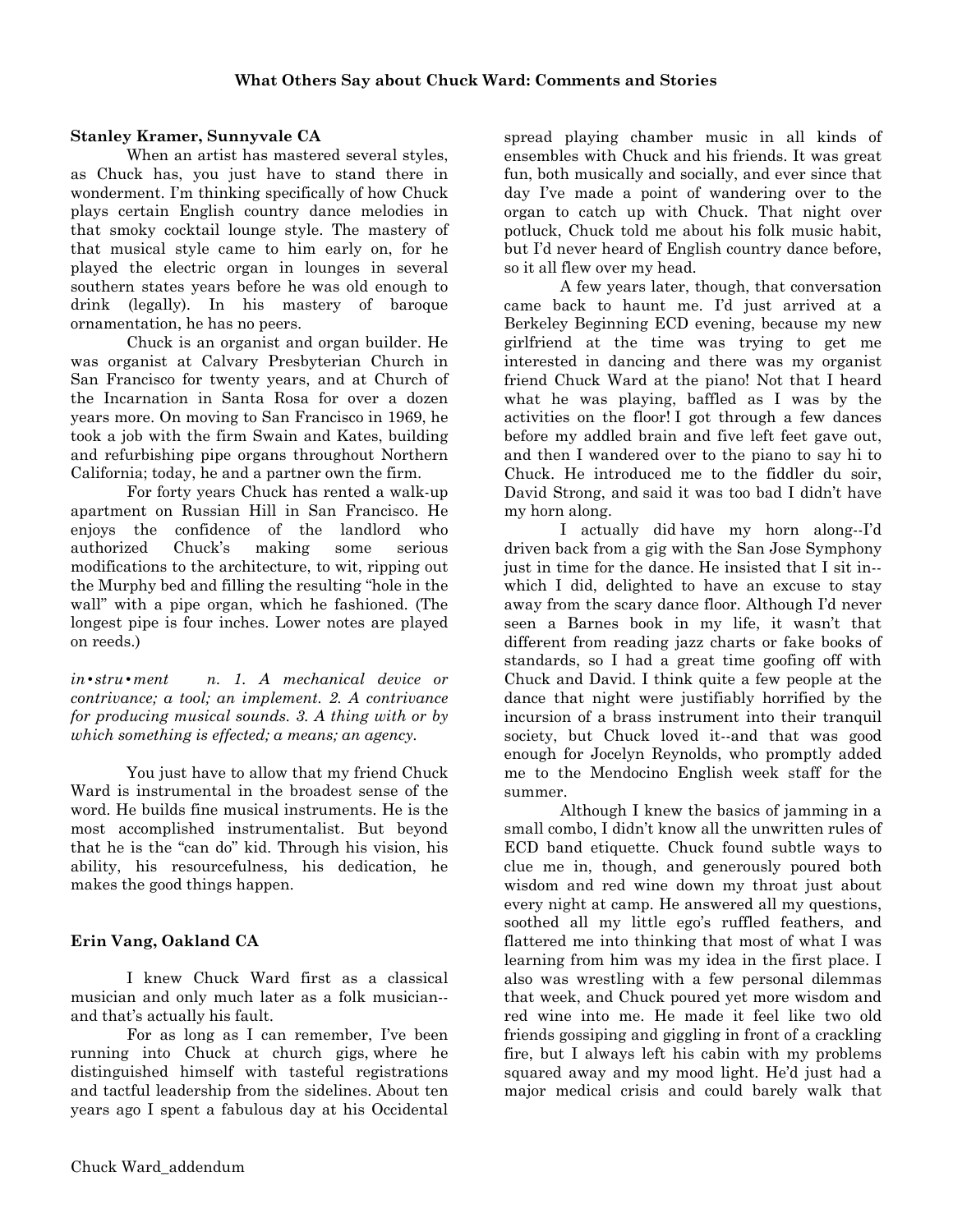## What Others Say about Chuck Ward: Comments and Stories

**Stanley Kramer, Sunnyvale CA**

When an artist has mastered several styles, as Chuck has, you just have to stand there in wonderment. I'm thinking specifically of how Chuck plays certain English country dance melodies in that smoky cocktail lounge style. The mastery of that musical style came to him early on, for he played the electric organ in lounges in several southern states years before he was old enough to drink (legally). In his mastery of baroque ornamentation, he has no peers.

Chuck is an organist and organ builder. He was organist at Calvary Presbyterian Church in San Francisco for twenty years, and at Church of the Incarnation in Santa Rosa for over a dozen years more. On moving to San Francisco in 1969, he took a job with the firm Swain and Kates, building and refurbishing pipe organs throughout Northern California; today, he and a partner own the firm.

For forty years Chuck has rented a walk-up apartment on Russian Hill in San Francisco. He enjoys the confidence of the landlord who authorized Chuck's making some serious modifications to the architecture, to wit, ripping out the Murphy bed and filling the resulting "hole in the wall" with a pipe organ, which he fashioned. (The longest pipe is four inches. Lower notes are played on reeds.)

*in•stru•ment n. 1. A mechanical device or contrivance; a tool; an implement. 2. A contrivance for producing musical sounds. 3. A thing with or by which something is effected; a means; an agency.*

You just have to allow that my friend Chuck Ward is instrumental in the broadest sense of the word. He builds fine musical instruments. He is the most accomplished instrumentalist. But beyond that he is the "can do" kid. Through his vision, his ability, his resourcefulness, his dedication, he makes the good things happen.

**Erin Vang, Oakland CA**

I knew Chuck Ward first as a classical musician and only much later as a folk musician--and that's actually his fault.

For as long as I can remember, I've been running into Chuck at church gigs, where he distinguished himself with tasteful registrations and tactful leadership from the sidelines. About ten years ago I spent a fabulous day at his Occidental spread playing chamber music in all kinds of ensembles with Chuck and his friends. It was great fun, both musically and socially, and ever since that day I've made a point of wandering over to the organ to catch up with Chuck. That night over potluck, Chuck told me about his folk music habit, but I'd never heard of English country dance before, so it all flew over my head.

A few years later, though, that conversation came back to haunt me. I'd just arrived at a Berkeley Beginning ECD evening, because my new girlfriend at the time was trying to get me interested in dancing and there was my organist friend Chuck Ward at the piano! Not that I heard what he was playing, baffled as I was by the activities on the floor! I got through a few dances before my addled brain and five left feet gave out, and then I wandered over to the piano to say hi to Chuck. He introduced me to the fiddler du soir, David Strong, and said it was too bad I didn't have my horn along.

I actually did have my horn along--I'd driven back from a gig with the San Jose Symphony just in time for the dance. He insisted that I sit in--which I did, delighted to have an excuse to stay away from the scary dance floor. Although I'd never seen a Barnes book in my life, it wasn't that different from reading jazz charts or fake books of standards, so I had a great time goofing off with Chuck and David. I think quite a few people at the dance that night were justifiably horrified by the incursion of a brass instrument into their tranquil society, but Chuck loved it--and that was good enough for Jocelyn Reynolds, who promptly added me to the Mendocino English week staff for the summer.

Although I knew the basics of jamming in a small combo, I didn't know all the unwritten rules of ECD band etiquette. Chuck found subtle ways to clue me in, though, and generously poured both wisdom and red wine down my throat just about every night at camp. He answered all my questions, soothed all my little ego's ruffled feathers, and flattered me into thinking that most of what I was learning from him was my idea in the first place. I also was wrestling with a few personal dilemmas that week, and Chuck poured yet more wisdom and red wine into me. He made it feel like two old friends gossiping and giggling in front of a crackling fire, but I always left his cabin with my problems squared away and my mood light. He'd just had a major medical crisis and could barely walk that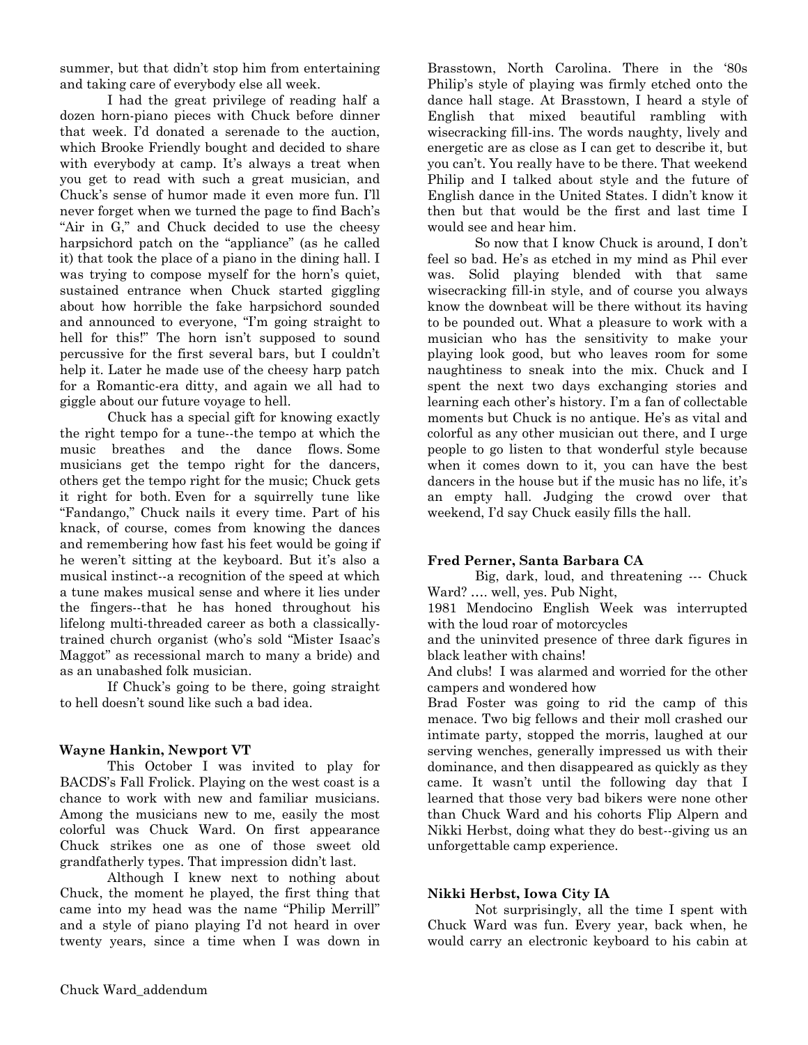summer, but that didn't stop him from entertaining and taking care of everybody else all week.

I had the great privilege of reading half a dozen horn-piano pieces with Chuck before dinner that week. I'd donated a serenade to the auction, which Brooke Friendly bought and decided to share with everybody at camp. It's always a treat when you get to read with such a great musician, and Chuck's sense of humor made it even more fun. I'll never forget when we turned the page to find Bach's "Air in G," and Chuck decided to use the cheesy harpsichord patch on the "appliance" (as he called it) that took the place of a piano in the dining hall. I was trying to compose myself for the horn's quiet, sustained entrance when Chuck started giggling about how horrible the fake harpsichord sounded and announced to everyone, "I'm going straight to hell for this!" The horn isn't supposed to sound percussive for the first several bars, but I couldn't help it. Later he made use of the cheesy harp patch for a Romantic-era ditty, and again we all had to giggle about our future voyage to hell.

Chuck has a special gift for knowing exactly the right tempo for a tune--the tempo at which the music breathes and the dance flows. Some musicians get the tempo right for the dancers, others get the tempo right for the music; Chuck gets it right for both. Even for a squirrelly tune like "Fandango," Chuck nails it every time. Part of his knack, of course, comes from knowing the dances and remembering how fast his feet would be going if he weren't sitting at the keyboard. But it's also a musical instinct--a recognition of the speed at which a tune makes musical sense and where it lies under the fingers--that he has honed throughout his lifelong multi-threaded career as both a classically-trained church organist (who's sold "Mister Isaac's Maggot" as recessional march to many a bride) and as an unabashed folk musician.

If Chuck's going to be there, going straight to hell doesn't sound like such a bad idea.

**Wayne Hankin, Newport VT**

This October I was invited to play for BACDS's Fall Frolick. Playing on the west coast is a chance to work with new and familiar musicians. Among the musicians new to me, easily the most colorful was Chuck Ward. On first appearance Chuck strikes one as one of those sweet old grandfatherly types. That impression didn't last.

Although I knew next to nothing about Chuck, the moment he played, the first thing that came into my head was the name "Philip Merrill" and a style of piano playing I'd not heard in over twenty years, since a time when I was down in Brasstown, North Carolina. There in the '80s Philip's style of playing was firmly etched onto the dance hall stage. At Brasstown, I heard a style of English that mixed beautiful rambling with wisecracking fill-ins. The words naughty, lively and energetic are as close as I can get to describe it, but you can't. You really have to be there. That weekend Philip and I talked about style and the future of English dance in the United States. I didn't know it then but that would be the first and last time I would see and hear him.

So now that I know Chuck is around, I don't feel so bad. He's as etched in my mind as Phil ever was. Solid playing blended with that same wisecracking fill-in style, and of course you always know the downbeat will be there without its having to be pounded out. What a pleasure to work with a musician who has the sensitivity to make your playing look good, but who leaves room for some naughtiness to sneak into the mix. Chuck and I spent the next two days exchanging stories and learning each other's history. I'm a fan of collectable moments but Chuck is no antique. He's as vital and colorful as any other musician out there, and I urge people to go listen to that wonderful style because when it comes down to it, you can have the best dancers in the house but if the music has no life, it's an empty hall. Judging the crowd over that weekend, I'd say Chuck easily fills the hall.

**Fred Perner, Santa Barbara CA**

Big, dark, loud, and threatening --- Chuck Ward? …. well, yes. Pub Night, 1981 Mendocino English Week was interrupted with the loud roar of motorcycles and the uninvited presence of three dark figures in black leather with chains! And clubs! I was alarmed and worried for the other campers and wondered how Brad Foster was going to rid the camp of this menace. Two big fellows and their moll crashed our intimate party, stopped the morris, laughed at our serving wenches, generally impressed us with their dominance, and then disappeared as quickly as they came. It wasn't until the following day that I learned that those very bad bikers were none other than Chuck Ward and his cohorts Flip Alpern and Nikki Herbst, doing what they do best--giving us an unforgettable camp experience.

**Nikki Herbst, Iowa City IA**

Not surprisingly, all the time I spent with Chuck Ward was fun. Every year, back when, he would carry an electronic keyboard to his cabin at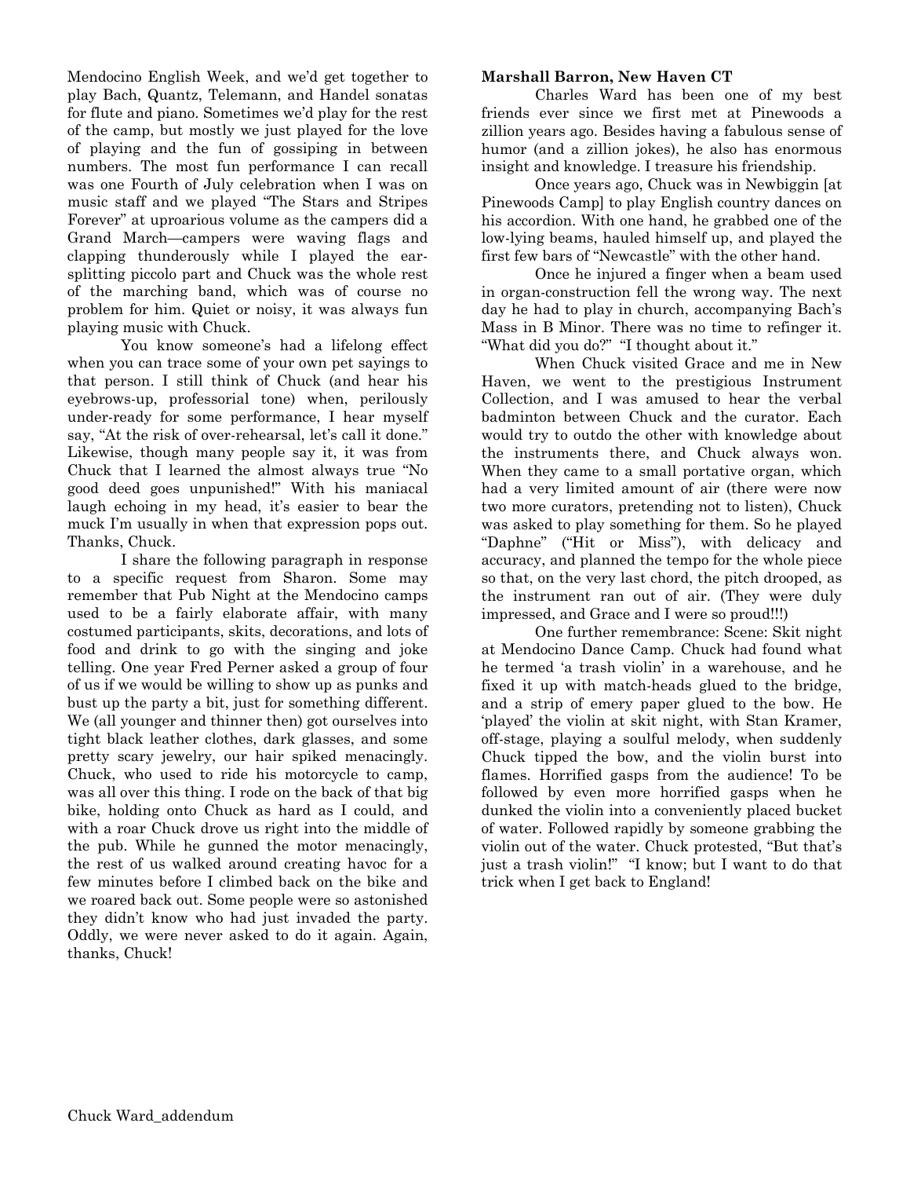Mendocino English Week, and we'd get together to play Bach, Quantz, Telemann, and Handel sonatas for flute and piano. Sometimes we'd play for the rest of the camp, but mostly we just played for the love of playing and the fun of gossiping in between numbers. The most fun performance I can recall was one Fourth of July celebration when I was on music staff and we played "The Stars and Stripes Forever" at uproarious volume as the campers did a Grand March—campers were waving flags and clapping thunderously while I played the ear-splitting piccolo part and Chuck was the whole rest of the marching band, which was of course no problem for him. Quiet or noisy, it was always fun playing music with Chuck.

You know someone's had a lifelong effect when you can trace some of your own pet sayings to that person. I still think of Chuck (and hear his eyebrows-up, professorial tone) when, perilously under-ready for some performance, I hear myself say, "At the risk of over-rehearsal, let's call it done." Likewise, though many people say it, it was from Chuck that I learned the almost always true "No good deed goes unpunished!" With his maniacal laugh echoing in my head, it's easier to bear the muck I'm usually in when that expression pops out. Thanks, Chuck.

I share the following paragraph in response to a specific request from Sharon. Some may remember that Pub Night at the Mendocino camps used to be a fairly elaborate affair, with many costumed participants, skits, decorations, and lots of food and drink to go with the singing and joke telling. One year Fred Perner asked a group of four of us if we would be willing to show up as punks and bust up the party a bit, just for something different. We (all younger and thinner then) got ourselves into tight black leather clothes, dark glasses, and some pretty scary jewelry, our hair spiked menacingly. Chuck, who used to ride his motorcycle to camp, was all over this thing. I rode on the back of that big bike, holding onto Chuck as hard as I could, and with a roar Chuck drove us right into the middle of the pub. While he gunned the motor menacingly, the rest of us walked around creating havoc for a few minutes before I climbed back on the bike and we roared back out. Some people were so astonished they didn't know who had just invaded the party. Oddly, we were never asked to do it again. Again, thanks, Chuck!

**Marshall Barron, New Haven CT**

Charles Ward has been one of my best friends ever since we first met at Pinewoods a zillion years ago. Besides having a fabulous sense of humor (and a zillion jokes), he also has enormous insight and knowledge. I treasure his friendship.

Once years ago, Chuck was in Newbiggin [at Pinewoods Camp] to play English country dances on his accordion. With one hand, he grabbed one of the low-lying beams, hauled himself up, and played the first few bars of "Newcastle" with the other hand.

Once he injured a finger when a beam used in organ-construction fell the wrong way. The next day he had to play in church, accompanying Bach's Mass in B Minor. There was no time to refinger it. "What did you do?" "I thought about it."

When Chuck visited Grace and me in New Haven, we went to the prestigious Instrument Collection, and I was amused to hear the verbal badminton between Chuck and the curator. Each would try to outdo the other with knowledge about the instruments there, and Chuck always won. When they came to a small portative organ, which had a very limited amount of air (there were now two more curators, pretending not to listen), Chuck was asked to play something for them. So he played "Daphne" ("Hit or Miss"), with delicacy and accuracy, and planned the tempo for the whole piece so that, on the very last chord, the pitch drooped, as the instrument ran out of air. (They were duly impressed, and Grace and I were so proud!!!)

One further remembrance: Scene: Skit night at Mendocino Dance Camp. Chuck had found what he termed 'a trash violin' in a warehouse, and he fixed it up with match-heads glued to the bridge, and a strip of emery paper glued to the bow. He 'played' the violin at skit night, with Stan Kramer, off-stage, playing a soulful melody, when suddenly Chuck tipped the bow, and the violin burst into flames. Horrified gasps from the audience! To be followed by even more horrified gasps when he dunked the violin into a conveniently placed bucket of water. Followed rapidly by someone grabbing the violin out of the water. Chuck protested, "But that's just a trash violin!" "I know; but I want to do that trick when I get back to England!